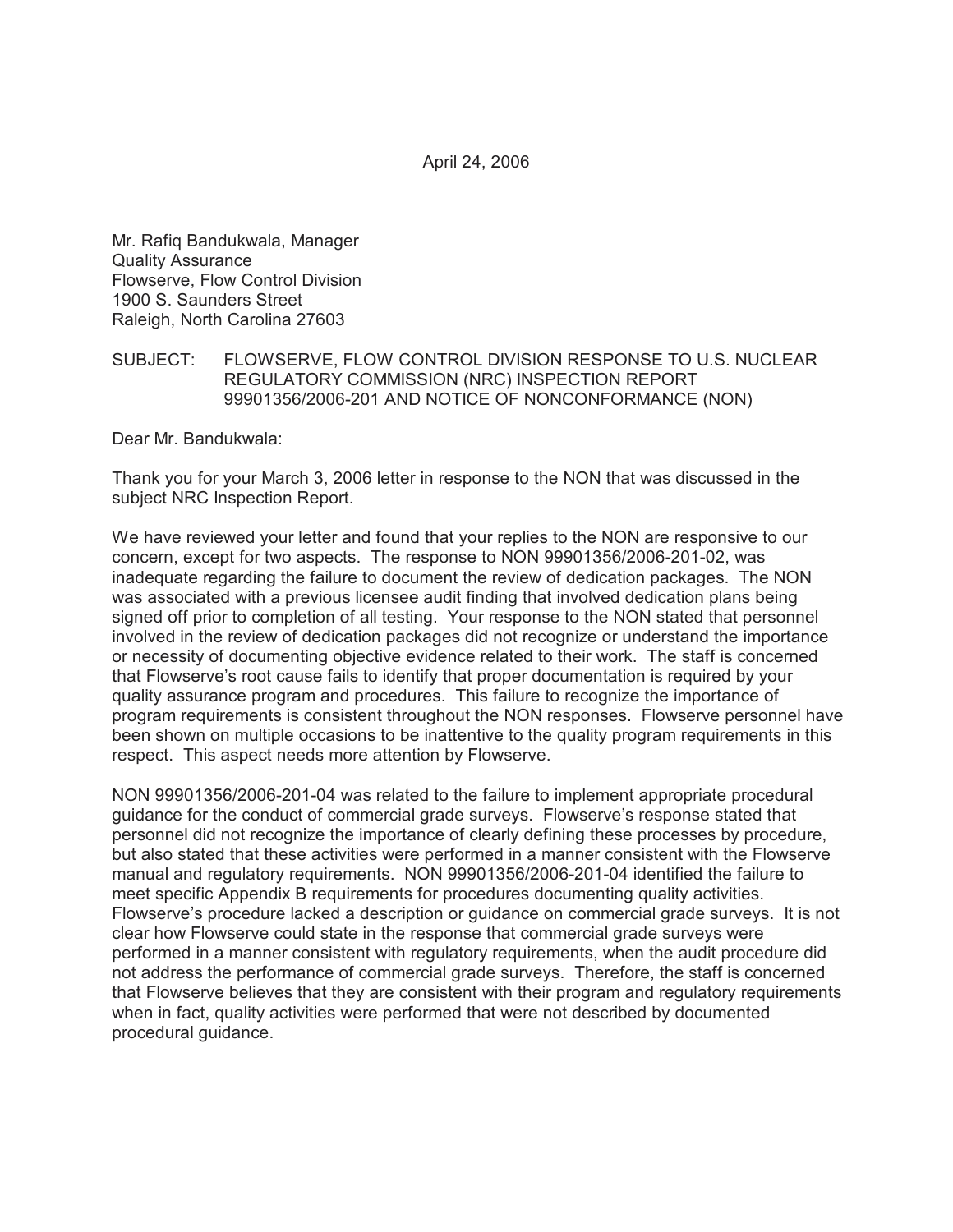April 24, 2006

Mr. Rafiq Bandukwala, Manager
Quality Assurance
Flowserve, Flow Control Division
1900 S. Saunders Street
Raleigh, North Carolina 27603

SUBJECT: FLOWSERVE, FLOW CONTROL DIVISION RESPONSE TO U.S. NUCLEAR REGULATORY COMMISSION (NRC) INSPECTION REPORT 99901356/2006-201 AND NOTICE OF NONCONFORMANCE (NON)

Dear Mr. Bandukwala:

Thank you for your March 3, 2006 letter in response to the NON that was discussed in the subject NRC Inspection Report.

We have reviewed your letter and found that your replies to the NON are responsive to our concern, except for two aspects. The response to NON 99901356/2006-201-02, was inadequate regarding the failure to document the review of dedication packages. The NON was associated with a previous licensee audit finding that involved dedication plans being signed off prior to completion of all testing. Your response to the NON stated that personnel involved in the review of dedication packages did not recognize or understand the importance or necessity of documenting objective evidence related to their work. The staff is concerned that Flowserve's root cause fails to identify that proper documentation is required by your quality assurance program and procedures. This failure to recognize the importance of program requirements is consistent throughout the NON responses. Flowserve personnel have been shown on multiple occasions to be inattentive to the quality program requirements in this respect. This aspect needs more attention by Flowserve.

NON 99901356/2006-201-04 was related to the failure to implement appropriate procedural guidance for the conduct of commercial grade surveys. Flowserve's response stated that personnel did not recognize the importance of clearly defining these processes by procedure, but also stated that these activities were performed in a manner consistent with the Flowserve manual and regulatory requirements. NON 99901356/2006-201-04 identified the failure to meet specific Appendix B requirements for procedures documenting quality activities. Flowserve's procedure lacked a description or guidance on commercial grade surveys. It is not clear how Flowserve could state in the response that commercial grade surveys were performed in a manner consistent with regulatory requirements, when the audit procedure did not address the performance of commercial grade surveys. Therefore, the staff is concerned that Flowserve believes that they are consistent with their program and regulatory requirements when in fact, quality activities were performed that were not described by documented procedural guidance.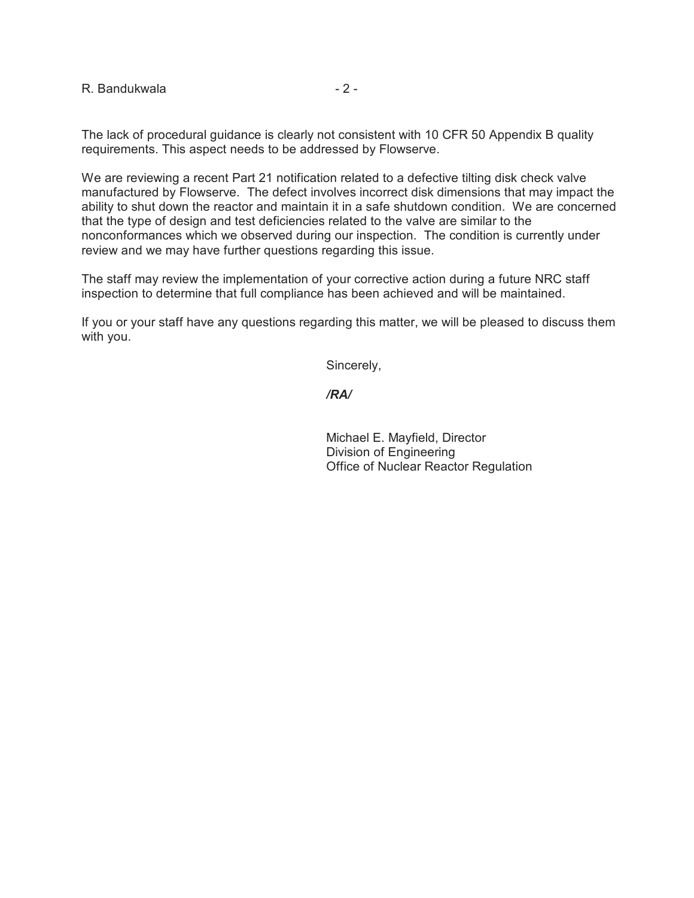The lack of procedural guidance is clearly not consistent with 10 CFR 50 Appendix B quality requirements. This aspect needs to be addressed by Flowserve.

We are reviewing a recent Part 21 notification related to a defective tilting disk check valve manufactured by Flowserve. The defect involves incorrect disk dimensions that may impact the ability to shut down the reactor and maintain it in a safe shutdown condition. We are concerned that the type of design and test deficiencies related to the valve are similar to the nonconformances which we observed during our inspection. The condition is currently under review and we may have further questions regarding this issue.

The staff may review the implementation of your corrective action during a future NRC staff inspection to determine that full compliance has been achieved and will be maintained.

If you or your staff have any questions regarding this matter, we will be pleased to discuss them with you.

Sincerely,

***/RA/***

Michael E. Mayfield, Director
Division of Engineering
Office of Nuclear Reactor Regulation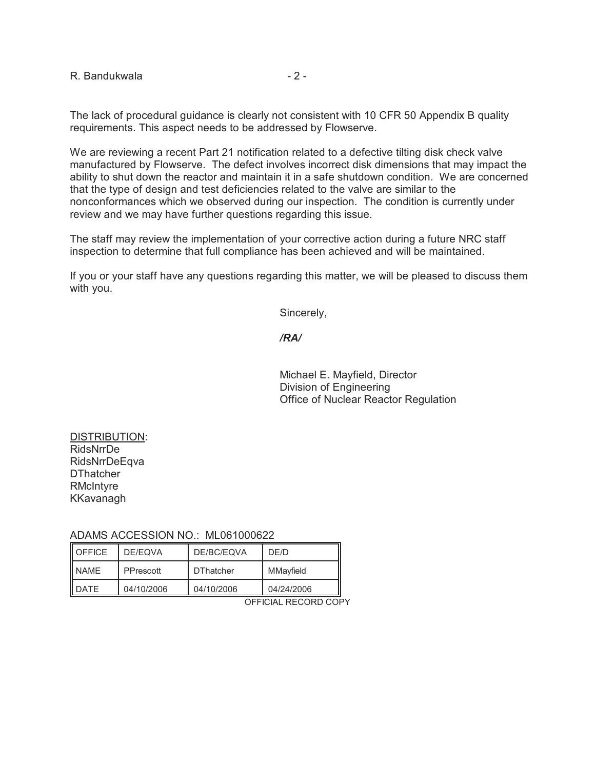The lack of procedural guidance is clearly not consistent with 10 CFR 50 Appendix B quality requirements. This aspect needs to be addressed by Flowserve.

We are reviewing a recent Part 21 notification related to a defective tilting disk check valve manufactured by Flowserve. The defect involves incorrect disk dimensions that may impact the ability to shut down the reactor and maintain it in a safe shutdown condition. We are concerned that the type of design and test deficiencies related to the valve are similar to the nonconformances which we observed during our inspection. The condition is currently under review and we may have further questions regarding this issue.

The staff may review the implementation of your corrective action during a future NRC staff inspection to determine that full compliance has been achieved and will be maintained.

If you or your staff have any questions regarding this matter, we will be pleased to discuss them with you.

Sincerely,

***/RA/***

Michael E. Mayfield, Director
Division of Engineering
Office of Nuclear Reactor Regulation

DISTRIBUTION:
RidsNrrDe
RidsNrrDeEqva
DThatcher
RMcIntyre
KKavanagh

ADAMS ACCESSION NO.: ML061000622

| OFFICE | DE/EQVA | DE/BC/EQVA | DE/D |
|---|---|---|---|
| NAME | PPrescott | DThatcher | MMayfield |
| DATE | 04/10/2006 | 04/10/2006 | 04/24/2006 |

OFFICIAL RECORD COPY